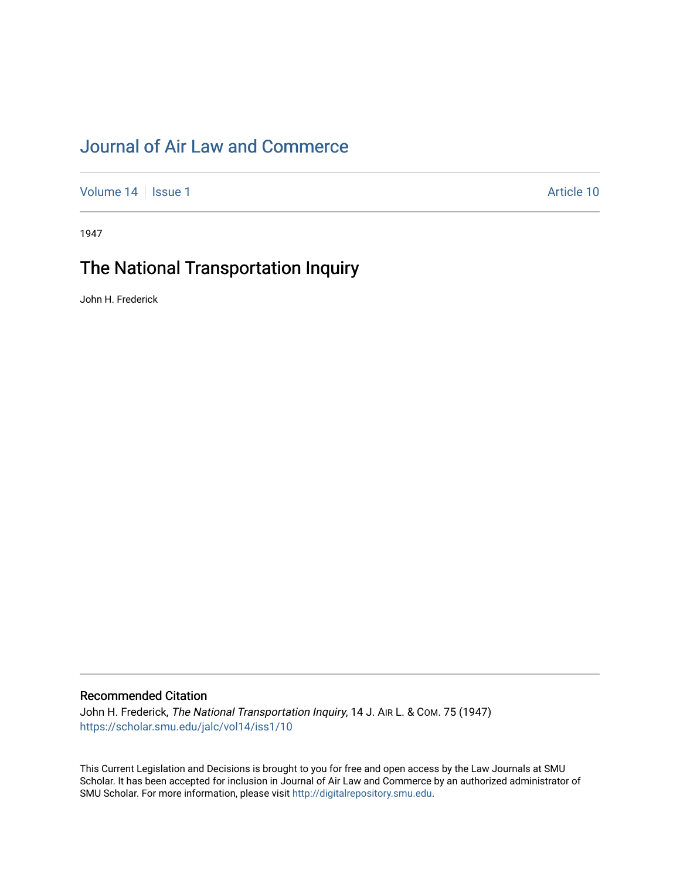# Journal of Air Law and Commerce

Volume 14 | Issue 1 | Article 10

1947

## The National Transportation Inquiry

John H. Frederick

### Recommended Citation

John H. Frederick, *The National Transportation Inquiry*, 14 J. AIR L. & COM. 75 (1947)
https://scholar.smu.edu/jalc/vol14/iss1/10

This Current Legislation and Decisions is brought to you for free and open access by the Law Journals at SMU Scholar. It has been accepted for inclusion in Journal of Air Law and Commerce by an authorized administrator of SMU Scholar. For more information, please visit http://digitalrepository.smu.edu.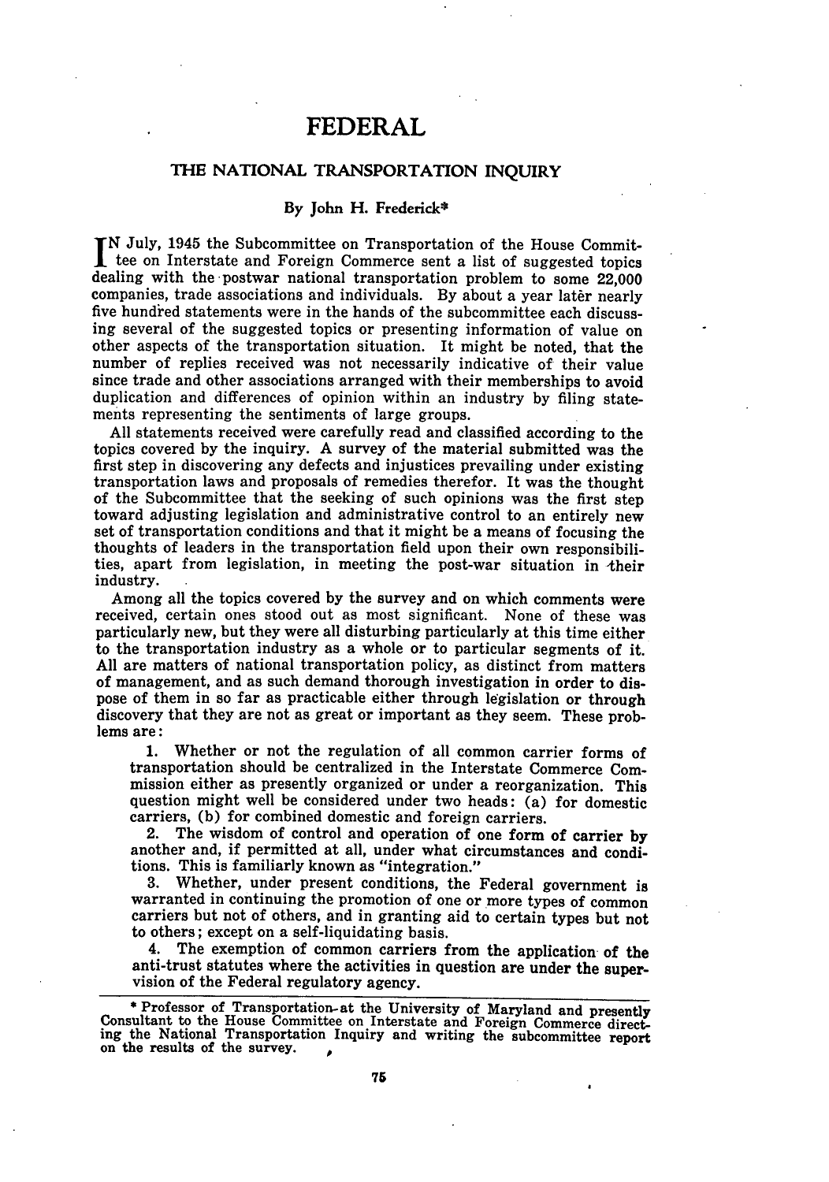# FEDERAL

## THE NATIONAL TRANSPORTATION INQUIRY

By John H. Frederick*

IN July, 1945 the Subcommittee on Transportation of the House Committee on Interstate and Foreign Commerce sent a list of suggested topics dealing with the postwar national transportation problem to some 22,000 companies, trade associations and individuals. By about a year later nearly five hundred statements were in the hands of the subcommittee each discussing several of the suggested topics or presenting information of value on other aspects of the transportation situation. It might be noted, that the number of replies received was not necessarily indicative of their value since trade and other associations arranged with their memberships to avoid duplication and differences of opinion within an industry by filing statements representing the sentiments of large groups.

All statements received were carefully read and classified according to the topics covered by the inquiry. A survey of the material submitted was the first step in discovering any defects and injustices prevailing under existing transportation laws and proposals of remedies therefor. It was the thought of the Subcommittee that the seeking of such opinions was the first step toward adjusting legislation and administrative control to an entirely new set of transportation conditions and that it might be a means of focusing the thoughts of leaders in the transportation field upon their own responsibilities, apart from legislation, in meeting the post-war situation in their industry.

Among all the topics covered by the survey and on which comments were received, certain ones stood out as most significant. None of these was particularly new, but they were all disturbing particularly at this time either to the transportation industry as a whole or to particular segments of it. All are matters of national transportation policy, as distinct from matters of management, and as such demand thorough investigation in order to dispose of them in so far as practicable either through legislation or through discovery that they are not as great or important as they seem. These problems are:

1. Whether or not the regulation of all common carrier forms of transportation should be centralized in the Interstate Commerce Commission either as presently organized or under a reorganization. This question might well be considered under two heads: (a) for domestic carriers, (b) for combined domestic and foreign carriers.
2. The wisdom of control and operation of one form of carrier by another and, if permitted at all, under what circumstances and conditions. This is familiarly known as "integration."
3. Whether, under present conditions, the Federal government is warranted in continuing the promotion of one or more types of common carriers but not of others, and in granting aid to certain types but not to others; except on a self-liquidating basis.
4. The exemption of common carriers from the application of the anti-trust statutes where the activities in question are under the supervision of the Federal regulatory agency.

---

\* Professor of Transportation at the University of Maryland and presently Consultant to the House Committee on Interstate and Foreign Commerce directing the National Transportation Inquiry and writing the subcommittee report on the results of the survey.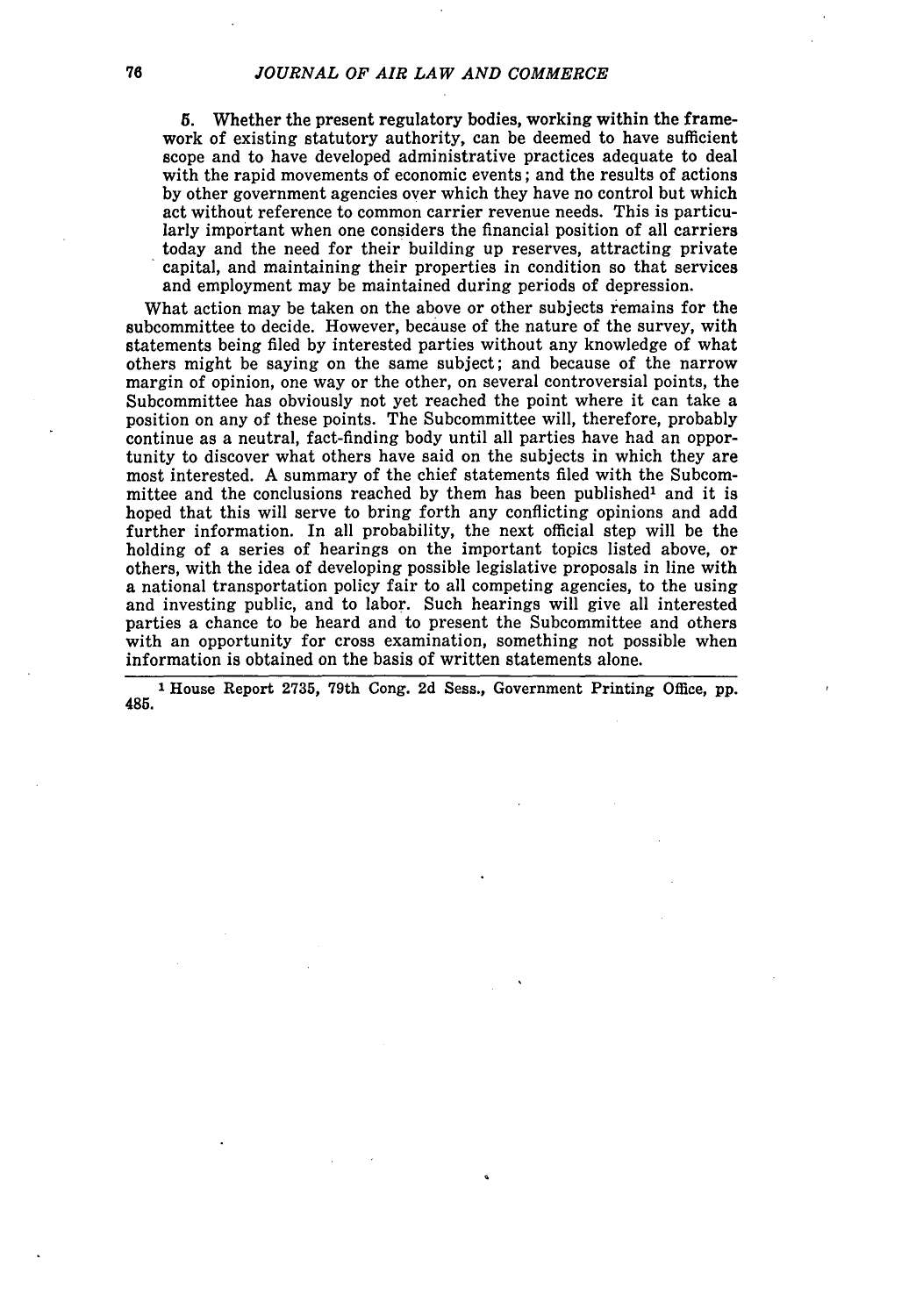5. Whether the present regulatory bodies, working within the framework of existing statutory authority, can be deemed to have sufficient scope and to have developed administrative practices adequate to deal with the rapid movements of economic events; and the results of actions by other government agencies over which they have no control but which act without reference to common carrier revenue needs. This is particularly important when one considers the financial position of all carriers today and the need for their building up reserves, attracting private capital, and maintaining their properties in condition so that services and employment may be maintained during periods of depression.

What action may be taken on the above or other subjects remains for the subcommittee to decide. However, because of the nature of the survey, with statements being filed by interested parties without any knowledge of what others might be saying on the same subject; and because of the narrow margin of opinion, one way or the other, on several controversial points, the Subcommittee has obviously not yet reached the point where it can take a position on any of these points. The Subcommittee will, therefore, probably continue as a neutral, fact-finding body until all parties have had an opportunity to discover what others have said on the subjects in which they are most interested. A summary of the chief statements filed with the Subcommittee and the conclusions reached by them has been published[1] and it is hoped that this will serve to bring forth any conflicting opinions and add further information. In all probability, the next official step will be the holding of a series of hearings on the important topics listed above, or others, with the idea of developing possible legislative proposals in line with a national transportation policy fair to all competing agencies, to the using and investing public, and to labor. Such hearings will give all interested parties a chance to be heard and to present the Subcommittee and others with an opportunity for cross examination, something not possible when information is obtained on the basis of written statements alone.

---

[1] House Report 2735, 79th Cong. 2d Sess., Government Printing Office, pp. 485.